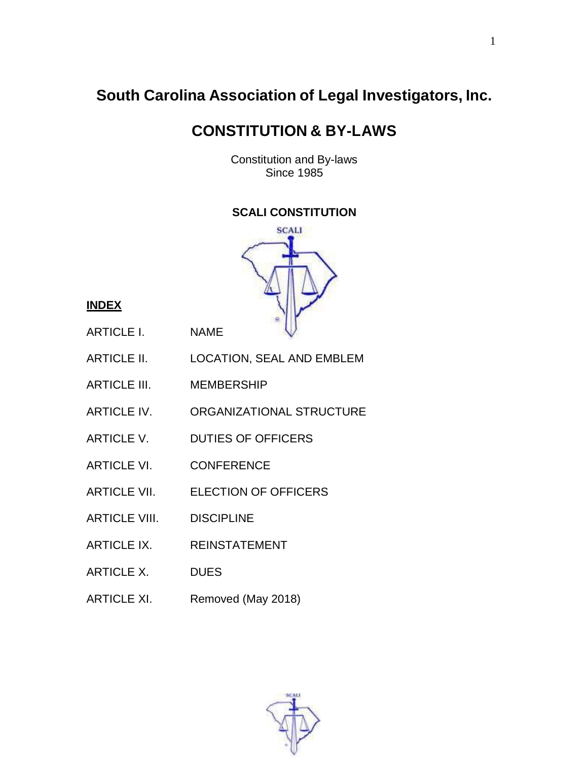# South Carolina Association of Legal Investigators, Inc.

## CONSTITUTION & BY-LAWS

Constitution and By-laws
Since 1985

### SCALI CONSTITUTION

**INDEX**

| | |
|---|---|
| ARTICLE I. | NAME |
| ARTICLE II. | LOCATION, SEAL AND EMBLEM |
| ARTICLE III. | MEMBERSHIP |
| ARTICLE IV. | ORGANIZATIONAL STRUCTURE |
| ARTICLE V. | DUTIES OF OFFICERS |
| ARTICLE VI. | CONFERENCE |
| ARTICLE VII. | ELECTION OF OFFICERS |
| ARTICLE VIII. | DISCIPLINE |
| ARTICLE IX. | REINSTATEMENT |
| ARTICLE X. | DUES |
| ARTICLE XI. | Removed (May 2018) |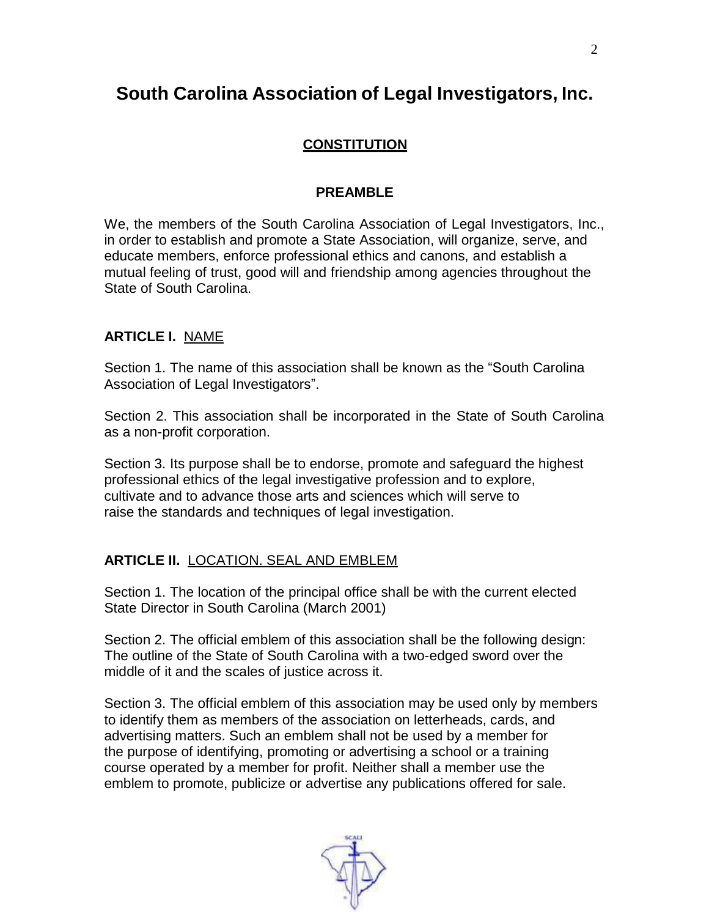# South Carolina Association of Legal Investigators, Inc.

## CONSTITUTION

### PREAMBLE

We, the members of the South Carolina Association of Legal Investigators, Inc., in order to establish and promote a State Association, will organize, serve, and educate members, enforce professional ethics and canons, and establish a mutual feeling of trust, good will and friendship among agencies throughout the State of South Carolina.

### ARTICLE I. NAME

Section 1. The name of this association shall be known as the "South Carolina Association of Legal Investigators".

Section 2. This association shall be incorporated in the State of South Carolina as a non-profit corporation.

Section 3. Its purpose shall be to endorse, promote and safeguard the highest professional ethics of the legal investigative profession and to explore, cultivate and to advance those arts and sciences which will serve to raise the standards and techniques of legal investigation.

### ARTICLE II. LOCATION. SEAL AND EMBLEM

Section 1. The location of the principal office shall be with the current elected State Director in South Carolina (March 2001)

Section 2. The official emblem of this association shall be the following design: The outline of the State of South Carolina with a two-edged sword over the middle of it and the scales of justice across it.

Section 3. The official emblem of this association may be used only by members to identify them as members of the association on letterheads, cards, and advertising matters. Such an emblem shall not be used by a member for the purpose of identifying, promoting or advertising a school or a training course operated by a member for profit. Neither shall a member use the emblem to promote, publicize or advertise any publications offered for sale.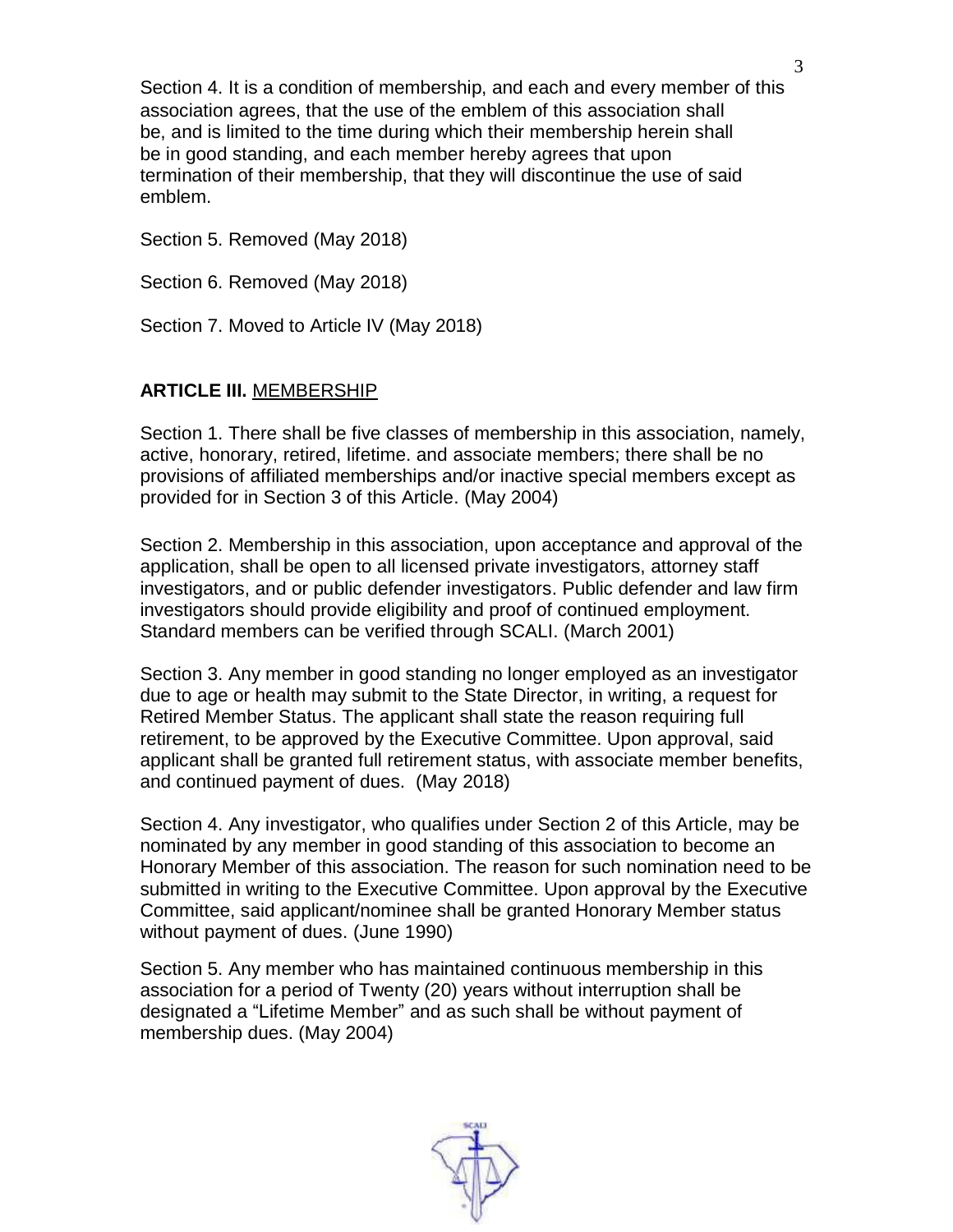Section 4. It is a condition of membership, and each and every member of this association agrees, that the use of the emblem of this association shall be, and is limited to the time during which their membership herein shall be in good standing, and each member hereby agrees that upon termination of their membership, that they will discontinue the use of said emblem.

Section 5. Removed (May 2018)

Section 6. Removed (May 2018)

Section 7. Moved to Article IV (May 2018)

**ARTICLE III.** MEMBERSHIP

Section 1. There shall be five classes of membership in this association, namely, active, honorary, retired, lifetime. and associate members; there shall be no provisions of affiliated memberships and/or inactive special members except as provided for in Section 3 of this Article. (May 2004)

Section 2. Membership in this association, upon acceptance and approval of the application, shall be open to all licensed private investigators, attorney staff investigators, and or public defender investigators. Public defender and law firm investigators should provide eligibility and proof of continued employment. Standard members can be verified through SCALI. (March 2001)

Section 3. Any member in good standing no longer employed as an investigator due to age or health may submit to the State Director, in writing, a request for Retired Member Status. The applicant shall state the reason requiring full retirement, to be approved by the Executive Committee. Upon approval, said applicant shall be granted full retirement status, with associate member benefits, and continued payment of dues. (May 2018)

Section 4. Any investigator, who qualifies under Section 2 of this Article, may be nominated by any member in good standing of this association to become an Honorary Member of this association. The reason for such nomination need to be submitted in writing to the Executive Committee. Upon approval by the Executive Committee, said applicant/nominee shall be granted Honorary Member status without payment of dues. (June 1990)

Section 5. Any member who has maintained continuous membership in this association for a period of Twenty (20) years without interruption shall be designated a "Lifetime Member" and as such shall be without payment of membership dues. (May 2004)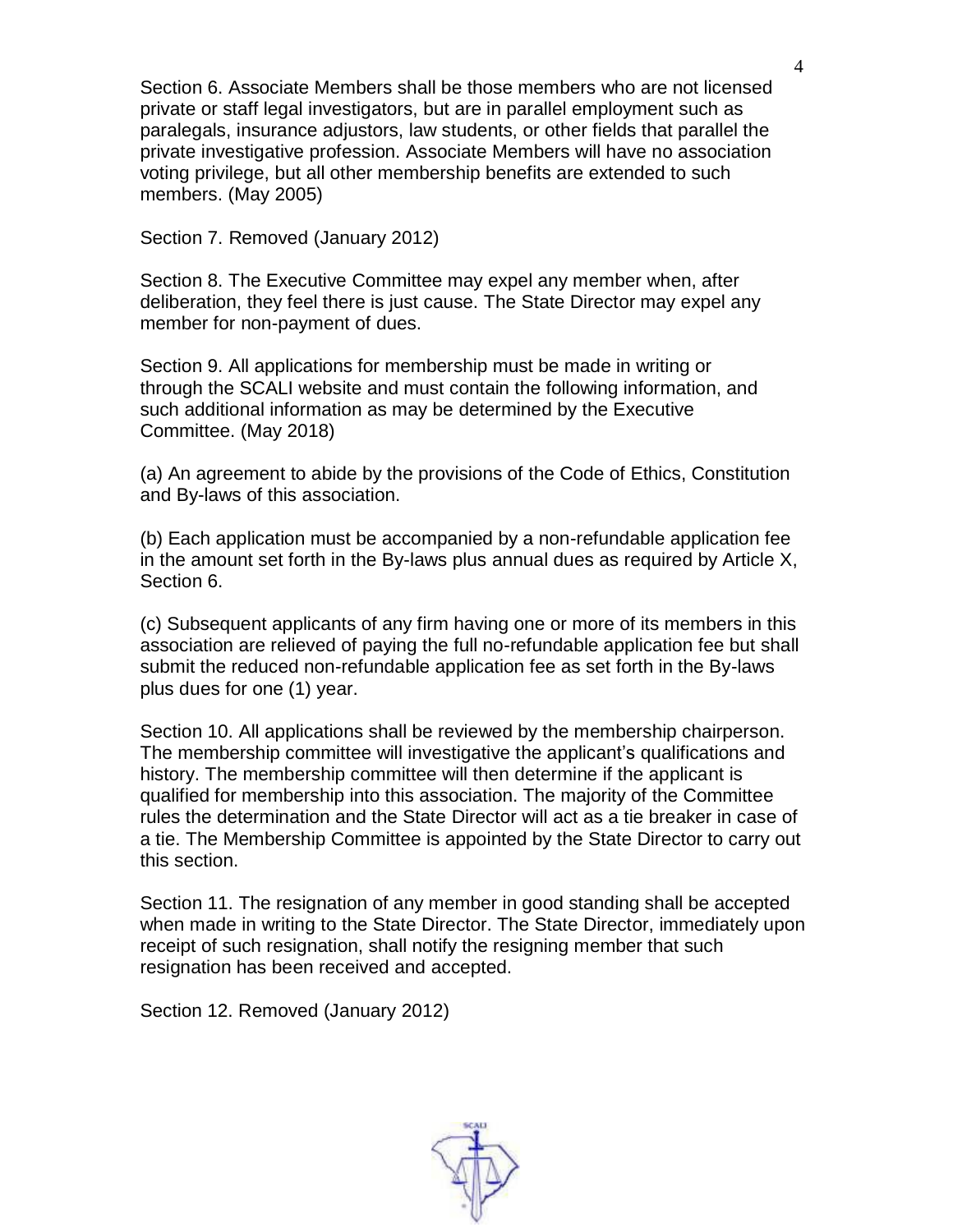Section 6. Associate Members shall be those members who are not licensed private or staff legal investigators, but are in parallel employment such as paralegals, insurance adjustors, law students, or other fields that parallel the private investigative profession. Associate Members will have no association voting privilege, but all other membership benefits are extended to such members. (May 2005)

Section 7. Removed (January 2012)

Section 8. The Executive Committee may expel any member when, after deliberation, they feel there is just cause. The State Director may expel any member for non-payment of dues.

Section 9. All applications for membership must be made in writing or through the SCALI website and must contain the following information, and such additional information as may be determined by the Executive Committee. (May 2018)

(a) An agreement to abide by the provisions of the Code of Ethics, Constitution and By-laws of this association.

(b) Each application must be accompanied by a non-refundable application fee in the amount set forth in the By-laws plus annual dues as required by Article X, Section 6.

(c) Subsequent applicants of any firm having one or more of its members in this association are relieved of paying the full no-refundable application fee but shall submit the reduced non-refundable application fee as set forth in the By-laws plus dues for one (1) year.

Section 10. All applications shall be reviewed by the membership chairperson. The membership committee will investigative the applicant's qualifications and history. The membership committee will then determine if the applicant is qualified for membership into this association. The majority of the Committee rules the determination and the State Director will act as a tie breaker in case of a tie. The Membership Committee is appointed by the State Director to carry out this section.

Section 11. The resignation of any member in good standing shall be accepted when made in writing to the State Director. The State Director, immediately upon receipt of such resignation, shall notify the resigning member that such resignation has been received and accepted.

Section 12. Removed (January 2012)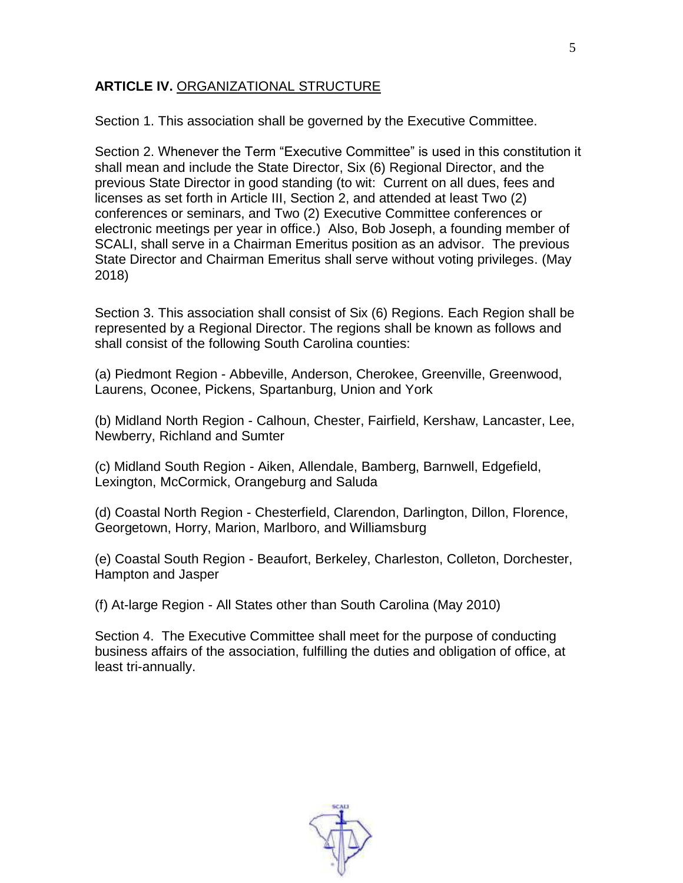**ARTICLE IV.** ORGANIZATIONAL STRUCTURE

Section 1. This association shall be governed by the Executive Committee.

Section 2. Whenever the Term "Executive Committee" is used in this constitution it shall mean and include the State Director, Six (6) Regional Director, and the previous State Director in good standing (to wit: Current on all dues, fees and licenses as set forth in Article III, Section 2, and attended at least Two (2) conferences or seminars, and Two (2) Executive Committee conferences or electronic meetings per year in office.) Also, Bob Joseph, a founding member of SCALI, shall serve in a Chairman Emeritus position as an advisor. The previous State Director and Chairman Emeritus shall serve without voting privileges. (May 2018)

Section 3. This association shall consist of Six (6) Regions. Each Region shall be represented by a Regional Director. The regions shall be known as follows and shall consist of the following South Carolina counties:

(a) Piedmont Region - Abbeville, Anderson, Cherokee, Greenville, Greenwood, Laurens, Oconee, Pickens, Spartanburg, Union and York

(b) Midland North Region - Calhoun, Chester, Fairfield, Kershaw, Lancaster, Lee, Newberry, Richland and Sumter

(c) Midland South Region - Aiken, Allendale, Bamberg, Barnwell, Edgefield, Lexington, McCormick, Orangeburg and Saluda

(d) Coastal North Region - Chesterfield, Clarendon, Darlington, Dillon, Florence, Georgetown, Horry, Marion, Marlboro, and Williamsburg

(e) Coastal South Region - Beaufort, Berkeley, Charleston, Colleton, Dorchester, Hampton and Jasper

(f) At-large Region - All States other than South Carolina (May 2010)

Section 4. The Executive Committee shall meet for the purpose of conducting business affairs of the association, fulfilling the duties and obligation of office, at least tri-annually.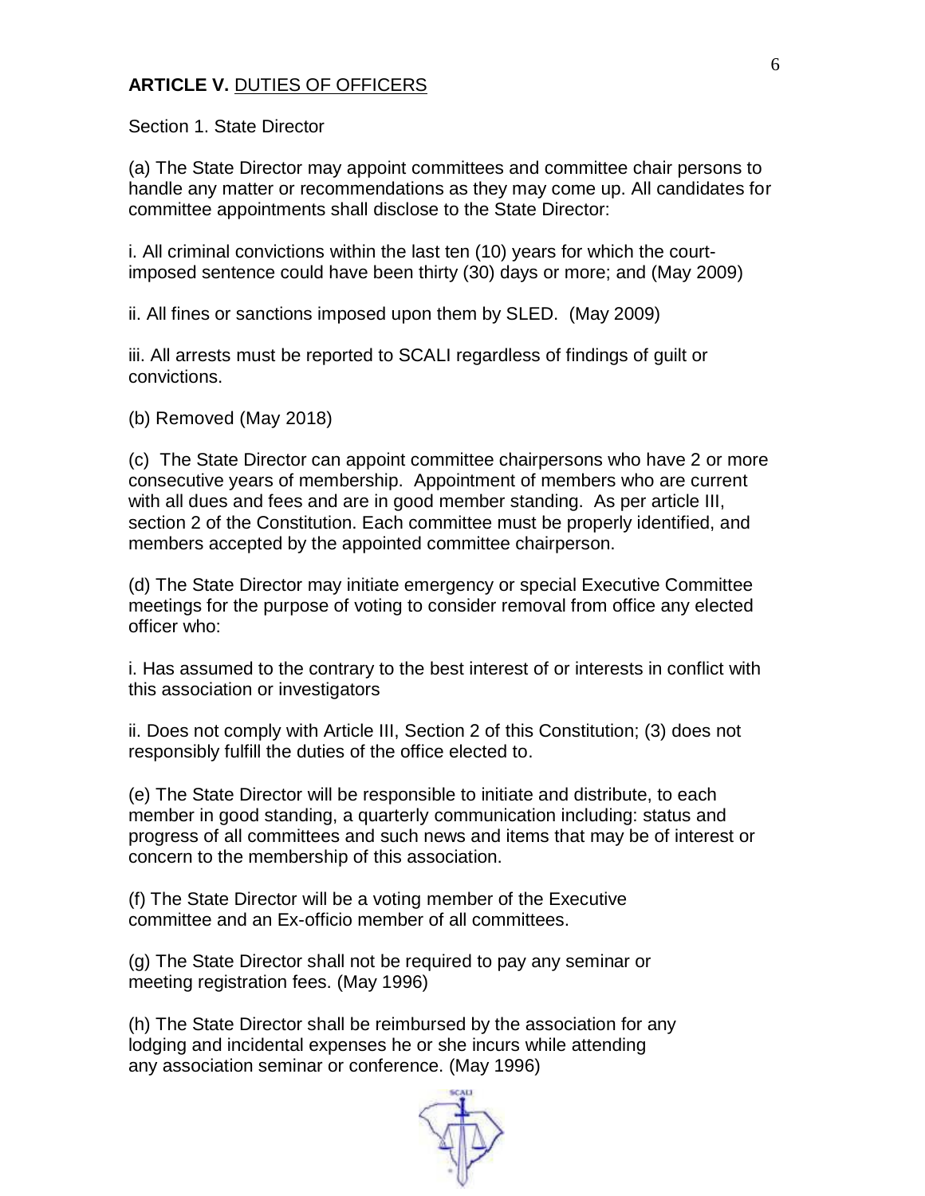**ARTICLE V.** DUTIES OF OFFICERS

Section 1. State Director

(a) The State Director may appoint committees and committee chair persons to handle any matter or recommendations as they may come up. All candidates for committee appointments shall disclose to the State Director:

i. All criminal convictions within the last ten (10) years for which the court-imposed sentence could have been thirty (30) days or more; and (May 2009)

ii. All fines or sanctions imposed upon them by SLED. (May 2009)

iii. All arrests must be reported to SCALI regardless of findings of guilt or convictions.

(b) Removed (May 2018)

(c) The State Director can appoint committee chairpersons who have 2 or more consecutive years of membership. Appointment of members who are current with all dues and fees and are in good member standing. As per article III, section 2 of the Constitution. Each committee must be properly identified, and members accepted by the appointed committee chairperson.

(d) The State Director may initiate emergency or special Executive Committee meetings for the purpose of voting to consider removal from office any elected officer who:

i. Has assumed to the contrary to the best interest of or interests in conflict with this association or investigators

ii. Does not comply with Article III, Section 2 of this Constitution; (3) does not responsibly fulfill the duties of the office elected to.

(e) The State Director will be responsible to initiate and distribute, to each member in good standing, a quarterly communication including: status and progress of all committees and such news and items that may be of interest or concern to the membership of this association.

(f) The State Director will be a voting member of the Executive committee and an Ex-officio member of all committees.

(g) The State Director shall not be required to pay any seminar or meeting registration fees. (May 1996)

(h) The State Director shall be reimbursed by the association for any lodging and incidental expenses he or she incurs while attending any association seminar or conference. (May 1996)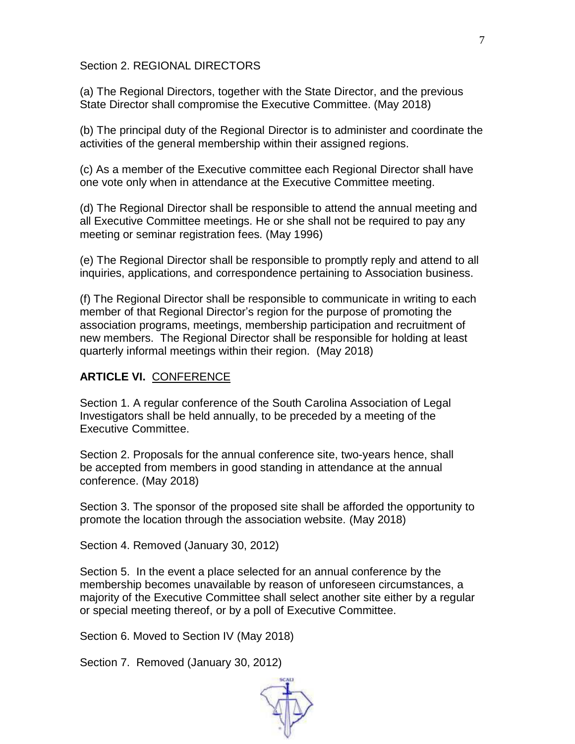Section 2. REGIONAL DIRECTORS

(a) The Regional Directors, together with the State Director, and the previous State Director shall compromise the Executive Committee. (May 2018)

(b) The principal duty of the Regional Director is to administer and coordinate the activities of the general membership within their assigned regions.

(c) As a member of the Executive committee each Regional Director shall have one vote only when in attendance at the Executive Committee meeting.

(d) The Regional Director shall be responsible to attend the annual meeting and all Executive Committee meetings. He or she shall not be required to pay any meeting or seminar registration fees. (May 1996)

(e) The Regional Director shall be responsible to promptly reply and attend to all inquiries, applications, and correspondence pertaining to Association business.

(f) The Regional Director shall be responsible to communicate in writing to each member of that Regional Director's region for the purpose of promoting the association programs, meetings, membership participation and recruitment of new members. The Regional Director shall be responsible for holding at least quarterly informal meetings within their region. (May 2018)

**ARTICLE VI.** CONFERENCE

Section 1. A regular conference of the South Carolina Association of Legal Investigators shall be held annually, to be preceded by a meeting of the Executive Committee.

Section 2. Proposals for the annual conference site, two-years hence, shall be accepted from members in good standing in attendance at the annual conference. (May 2018)

Section 3. The sponsor of the proposed site shall be afforded the opportunity to promote the location through the association website. (May 2018)

Section 4. Removed (January 30, 2012)

Section 5. In the event a place selected for an annual conference by the membership becomes unavailable by reason of unforeseen circumstances, a majority of the Executive Committee shall select another site either by a regular or special meeting thereof, or by a poll of Executive Committee.

Section 6. Moved to Section IV (May 2018)

Section 7. Removed (January 30, 2012)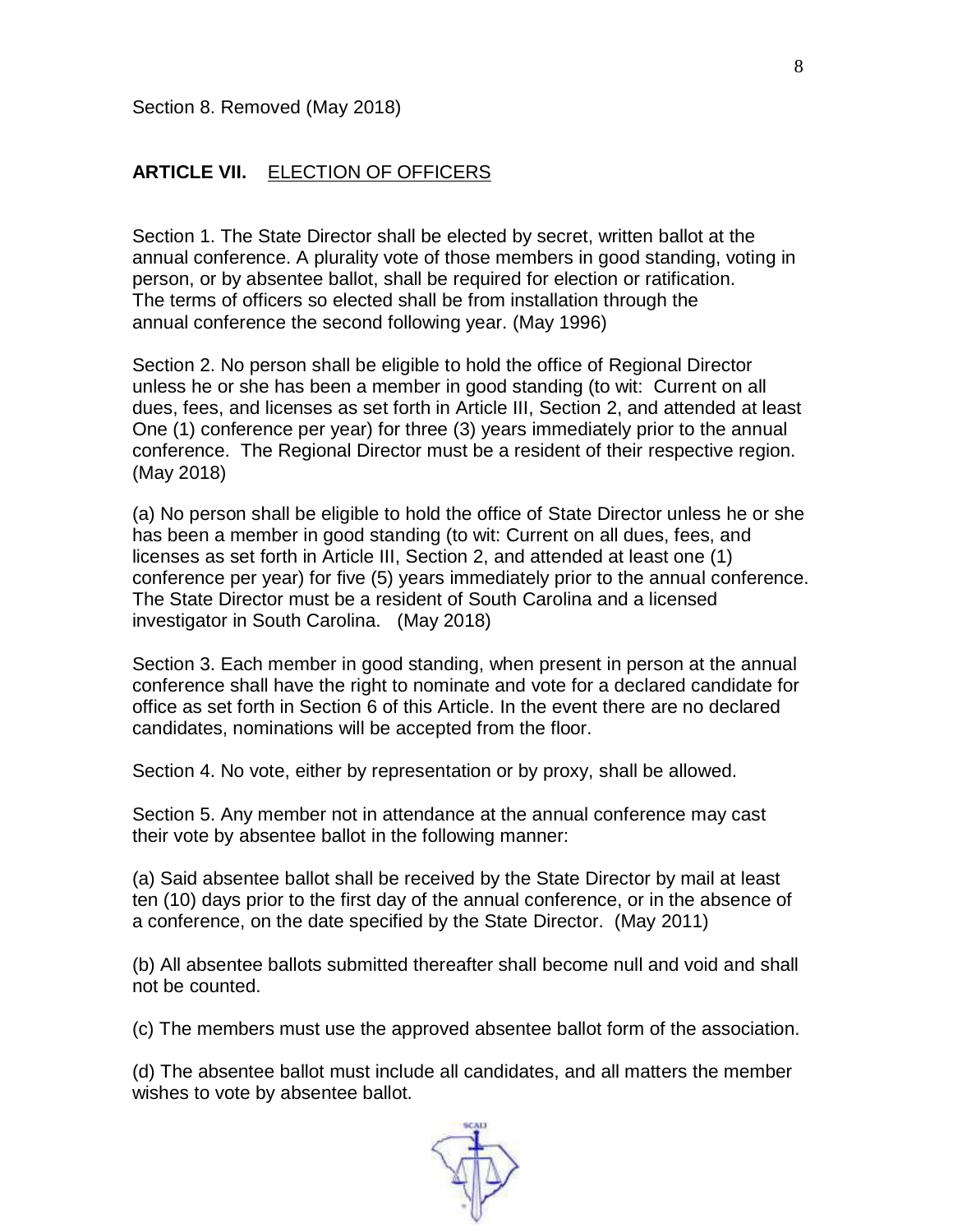Section 8. Removed (May 2018)

## **ARTICLE VII.** ELECTION OF OFFICERS

Section 1. The State Director shall be elected by secret, written ballot at the annual conference. A plurality vote of those members in good standing, voting in person, or by absentee ballot, shall be required for election or ratification. The terms of officers so elected shall be from installation through the annual conference the second following year. (May 1996)

Section 2. No person shall be eligible to hold the office of Regional Director unless he or she has been a member in good standing (to wit: Current on all dues, fees, and licenses as set forth in Article III, Section 2, and attended at least One (1) conference per year) for three (3) years immediately prior to the annual conference. The Regional Director must be a resident of their respective region. (May 2018)

(a) No person shall be eligible to hold the office of State Director unless he or she has been a member in good standing (to wit: Current on all dues, fees, and licenses as set forth in Article III, Section 2, and attended at least one (1) conference per year) for five (5) years immediately prior to the annual conference. The State Director must be a resident of South Carolina and a licensed investigator in South Carolina. (May 2018)

Section 3. Each member in good standing, when present in person at the annual conference shall have the right to nominate and vote for a declared candidate for office as set forth in Section 6 of this Article. In the event there are no declared candidates, nominations will be accepted from the floor.

Section 4. No vote, either by representation or by proxy, shall be allowed.

Section 5. Any member not in attendance at the annual conference may cast their vote by absentee ballot in the following manner:

(a) Said absentee ballot shall be received by the State Director by mail at least ten (10) days prior to the first day of the annual conference, or in the absence of a conference, on the date specified by the State Director. (May 2011)

(b) All absentee ballots submitted thereafter shall become null and void and shall not be counted.

(c) The members must use the approved absentee ballot form of the association.

(d) The absentee ballot must include all candidates, and all matters the member wishes to vote by absentee ballot.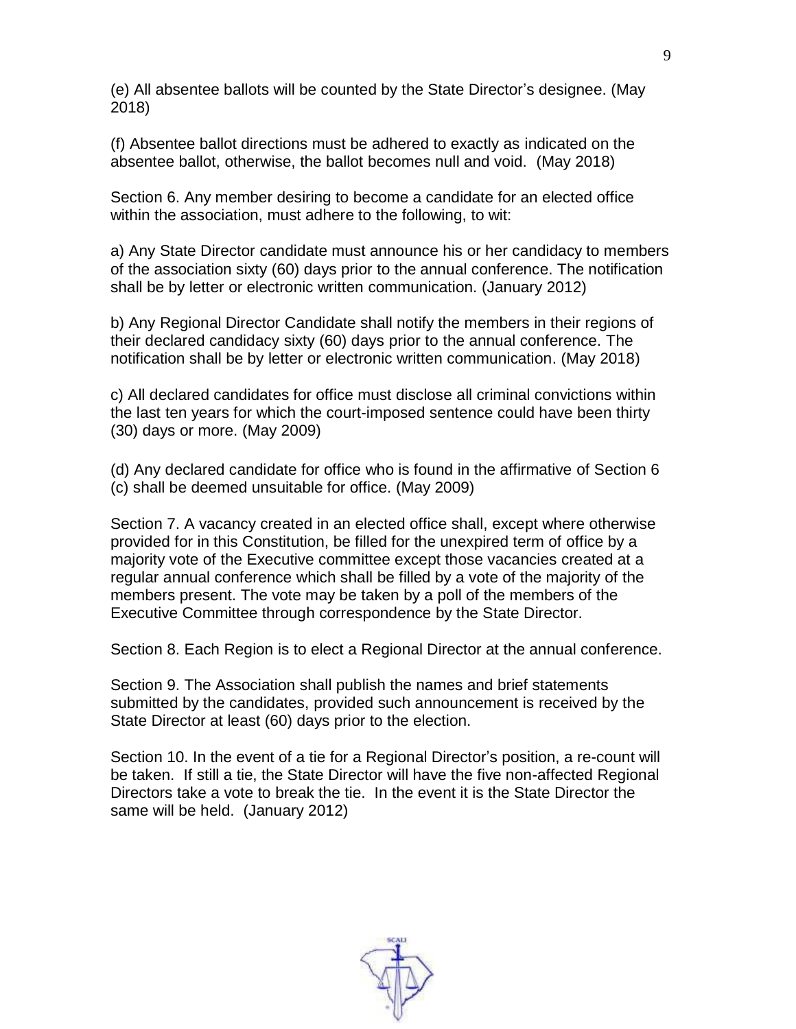(e) All absentee ballots will be counted by the State Director's designee. (May 2018)

(f) Absentee ballot directions must be adhered to exactly as indicated on the absentee ballot, otherwise, the ballot becomes null and void. (May 2018)

Section 6. Any member desiring to become a candidate for an elected office within the association, must adhere to the following, to wit:

a) Any State Director candidate must announce his or her candidacy to members of the association sixty (60) days prior to the annual conference. The notification shall be by letter or electronic written communication. (January 2012)

b) Any Regional Director Candidate shall notify the members in their regions of their declared candidacy sixty (60) days prior to the annual conference. The notification shall be by letter or electronic written communication. (May 2018)

c) All declared candidates for office must disclose all criminal convictions within the last ten years for which the court-imposed sentence could have been thirty (30) days or more. (May 2009)

(d) Any declared candidate for office who is found in the affirmative of Section 6 (c) shall be deemed unsuitable for office. (May 2009)

Section 7. A vacancy created in an elected office shall, except where otherwise provided for in this Constitution, be filled for the unexpired term of office by a majority vote of the Executive committee except those vacancies created at a regular annual conference which shall be filled by a vote of the majority of the members present. The vote may be taken by a poll of the members of the Executive Committee through correspondence by the State Director.

Section 8. Each Region is to elect a Regional Director at the annual conference.

Section 9. The Association shall publish the names and brief statements submitted by the candidates, provided such announcement is received by the State Director at least (60) days prior to the election.

Section 10. In the event of a tie for a Regional Director's position, a re-count will be taken. If still a tie, the State Director will have the five non-affected Regional Directors take a vote to break the tie. In the event it is the State Director the same will be held. (January 2012)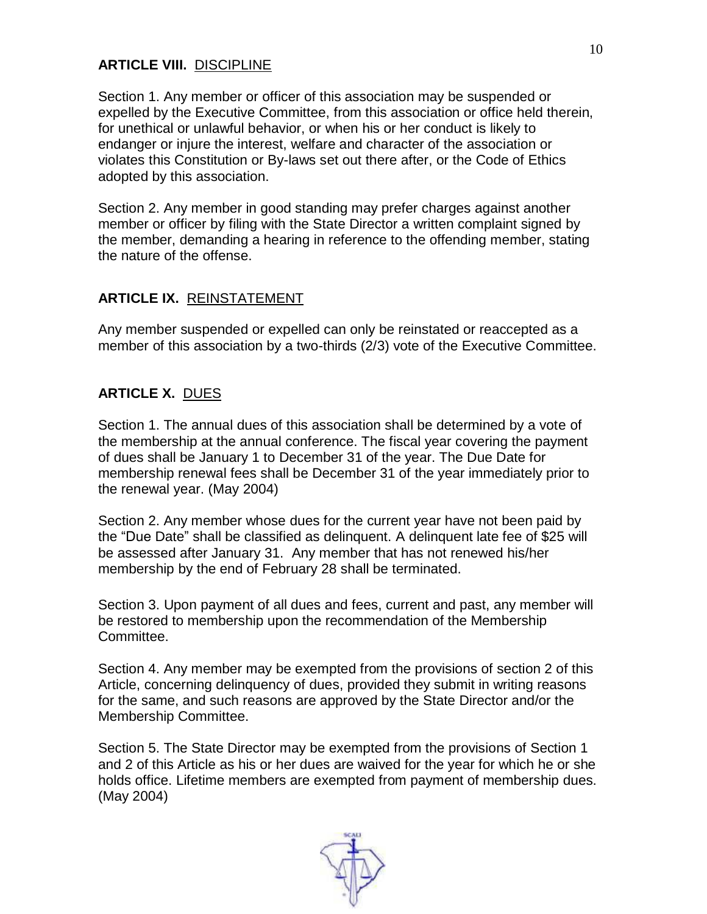## ARTICLE VIII. DISCIPLINE

Section 1. Any member or officer of this association may be suspended or expelled by the Executive Committee, from this association or office held therein, for unethical or unlawful behavior, or when his or her conduct is likely to endanger or injure the interest, welfare and character of the association or violates this Constitution or By-laws set out there after, or the Code of Ethics adopted by this association.

Section 2. Any member in good standing may prefer charges against another member or officer by filing with the State Director a written complaint signed by the member, demanding a hearing in reference to the offending member, stating the nature of the offense.

## ARTICLE IX. REINSTATEMENT

Any member suspended or expelled can only be reinstated or reaccepted as a member of this association by a two-thirds (2/3) vote of the Executive Committee.

## ARTICLE X. DUES

Section 1. The annual dues of this association shall be determined by a vote of the membership at the annual conference. The fiscal year covering the payment of dues shall be January 1 to December 31 of the year. The Due Date for membership renewal fees shall be December 31 of the year immediately prior to the renewal year. (May 2004)

Section 2. Any member whose dues for the current year have not been paid by the "Due Date" shall be classified as delinquent. A delinquent late fee of $25 will be assessed after January 31. Any member that has not renewed his/her membership by the end of February 28 shall be terminated.

Section 3. Upon payment of all dues and fees, current and past, any member will be restored to membership upon the recommendation of the Membership Committee.

Section 4. Any member may be exempted from the provisions of section 2 of this Article, concerning delinquency of dues, provided they submit in writing reasons for the same, and such reasons are approved by the State Director and/or the Membership Committee.

Section 5. The State Director may be exempted from the provisions of Section 1 and 2 of this Article as his or her dues are waived for the year for which he or she holds office. Lifetime members are exempted from payment of membership dues. (May 2004)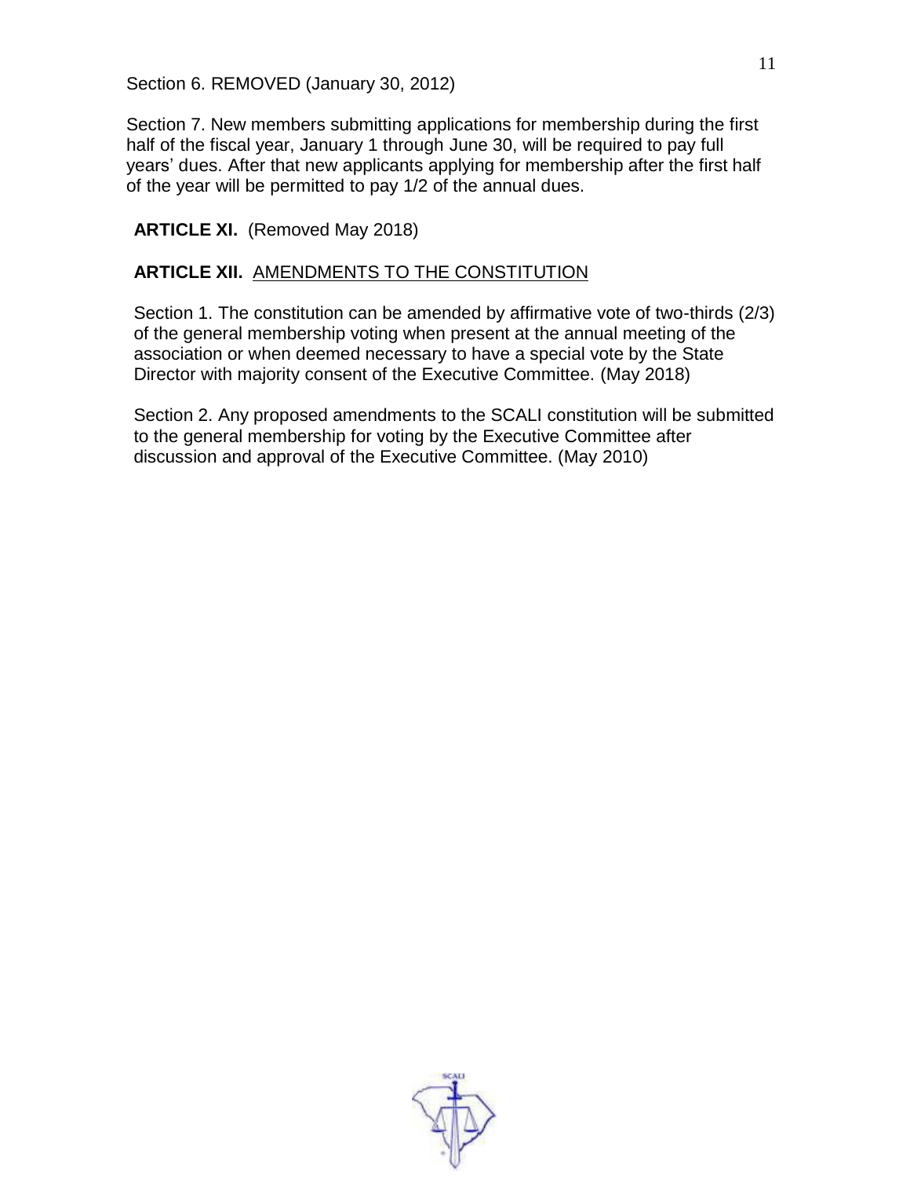Section 6. REMOVED (January 30, 2012)

Section 7. New members submitting applications for membership during the first half of the fiscal year, January 1 through June 30, will be required to pay full years' dues. After that new applicants applying for membership after the first half of the year will be permitted to pay 1/2 of the annual dues.

**ARTICLE XI.** (Removed May 2018)

**ARTICLE XII.** AMENDMENTS TO THE CONSTITUTION

Section 1. The constitution can be amended by affirmative vote of two-thirds (2/3) of the general membership voting when present at the annual meeting of the association or when deemed necessary to have a special vote by the State Director with majority consent of the Executive Committee. (May 2018)

Section 2. Any proposed amendments to the SCALI constitution will be submitted to the general membership for voting by the Executive Committee after discussion and approval of the Executive Committee. (May 2010)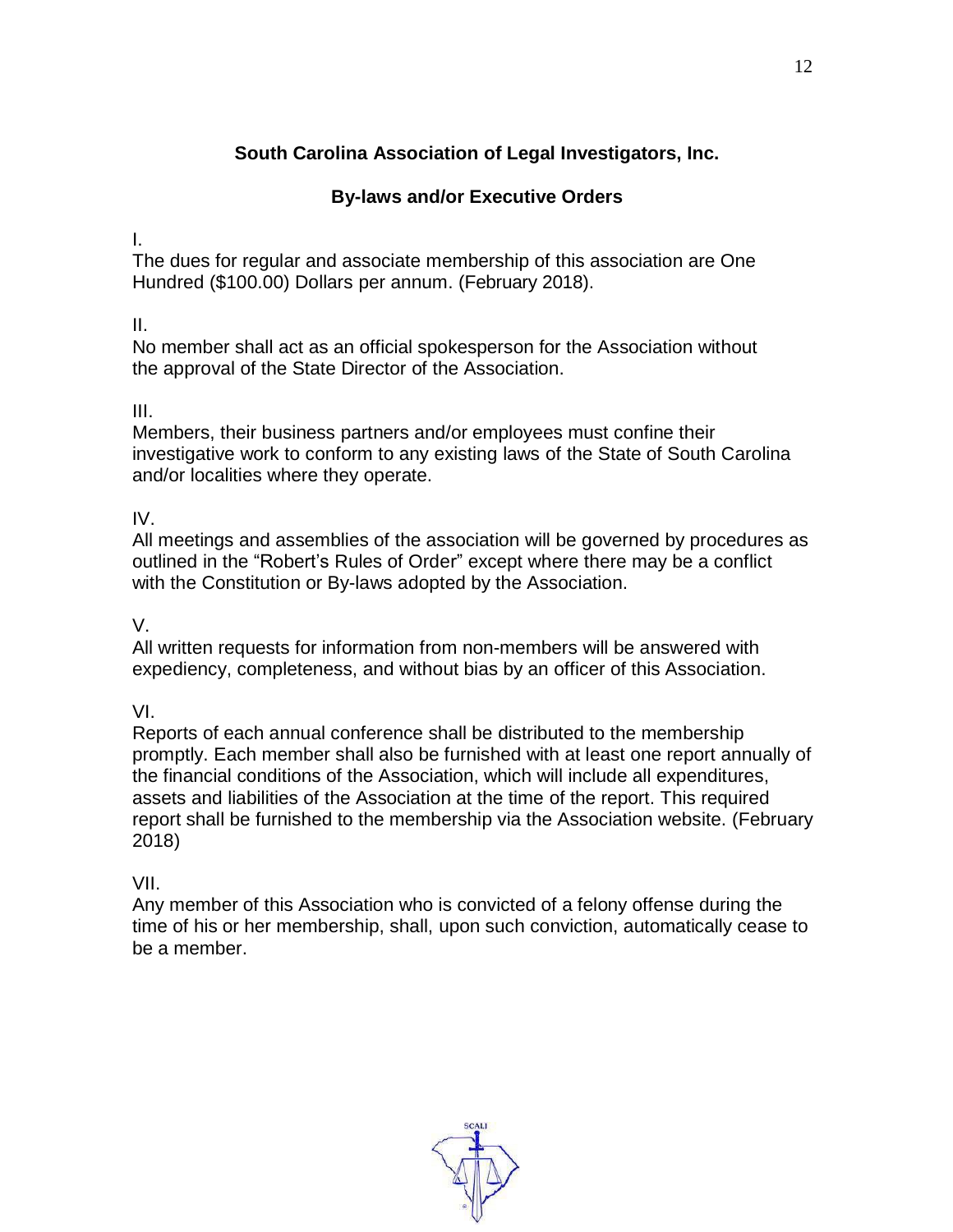## South Carolina Association of Legal Investigators, Inc.

### By-laws and/or Executive Orders

I.
The dues for regular and associate membership of this association are One Hundred ($100.00) Dollars per annum. (February 2018).

II.
No member shall act as an official spokesperson for the Association without the approval of the State Director of the Association.

III.
Members, their business partners and/or employees must confine their investigative work to conform to any existing laws of the State of South Carolina and/or localities where they operate.

IV.
All meetings and assemblies of the association will be governed by procedures as outlined in the "Robert's Rules of Order" except where there may be a conflict with the Constitution or By-laws adopted by the Association.

V.
All written requests for information from non-members will be answered with expediency, completeness, and without bias by an officer of this Association.

VI.
Reports of each annual conference shall be distributed to the membership promptly. Each member shall also be furnished with at least one report annually of the financial conditions of the Association, which will include all expenditures, assets and liabilities of the Association at the time of the report. This required report shall be furnished to the membership via the Association website. (February 2018)

VII.
Any member of this Association who is convicted of a felony offense during the time of his or her membership, shall, upon such conviction, automatically cease to be a member.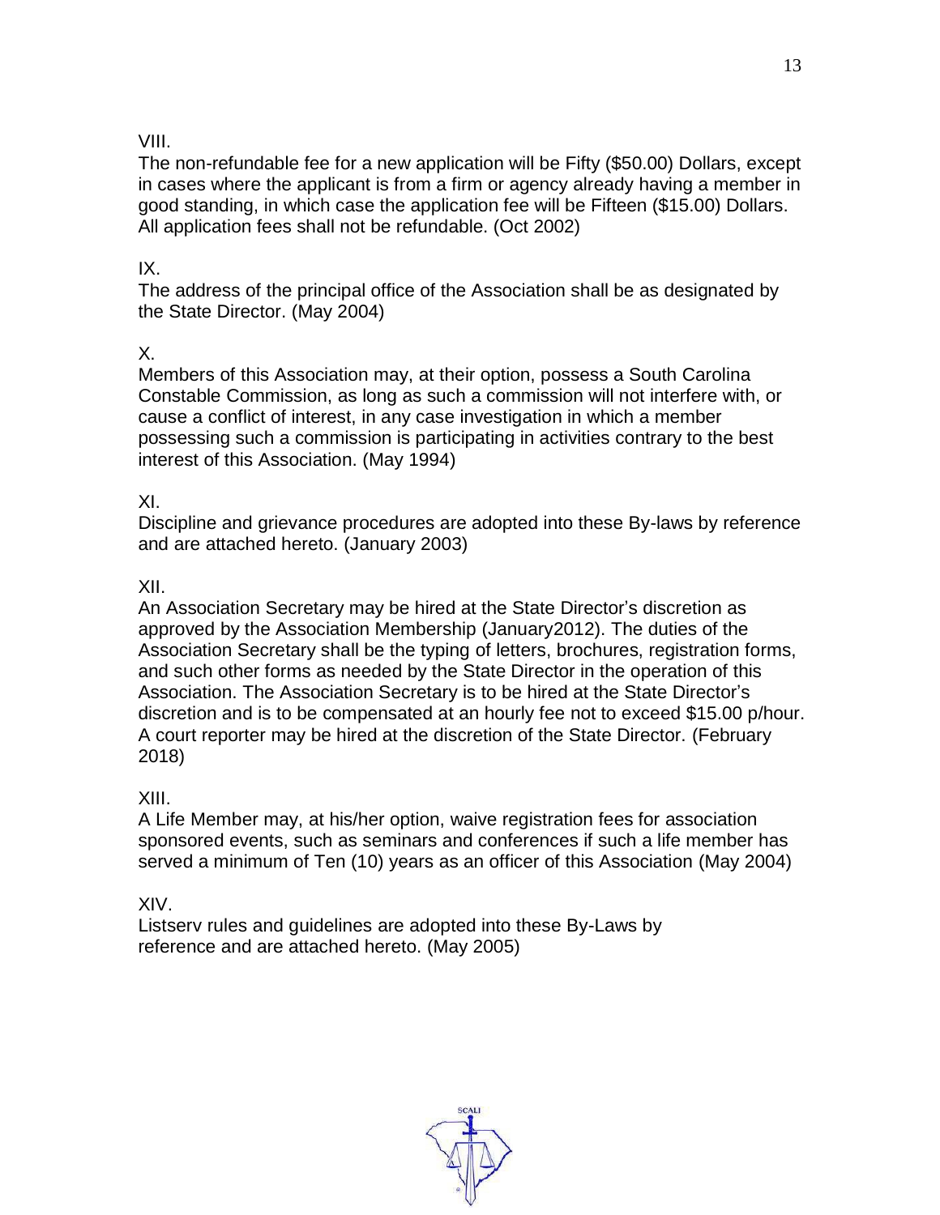VIII.

The non-refundable fee for a new application will be Fifty ($50.00) Dollars, except in cases where the applicant is from a firm or agency already having a member in good standing, in which case the application fee will be Fifteen ($15.00) Dollars. All application fees shall not be refundable. (Oct 2002)

IX.

The address of the principal office of the Association shall be as designated by the State Director. (May 2004)

X.

Members of this Association may, at their option, possess a South Carolina Constable Commission, as long as such a commission will not interfere with, or cause a conflict of interest, in any case investigation in which a member possessing such a commission is participating in activities contrary to the best interest of this Association. (May 1994)

XI.

Discipline and grievance procedures are adopted into these By-laws by reference and are attached hereto. (January 2003)

XII.

An Association Secretary may be hired at the State Director's discretion as approved by the Association Membership (January2012). The duties of the Association Secretary shall be the typing of letters, brochures, registration forms, and such other forms as needed by the State Director in the operation of this Association. The Association Secretary is to be hired at the State Director's discretion and is to be compensated at an hourly fee not to exceed $15.00 p/hour. A court reporter may be hired at the discretion of the State Director. (February 2018)

XIII.

A Life Member may, at his/her option, waive registration fees for association sponsored events, such as seminars and conferences if such a life member has served a minimum of Ten (10) years as an officer of this Association (May 2004)

XIV.

Listserv rules and guidelines are adopted into these By-Laws by reference and are attached hereto. (May 2005)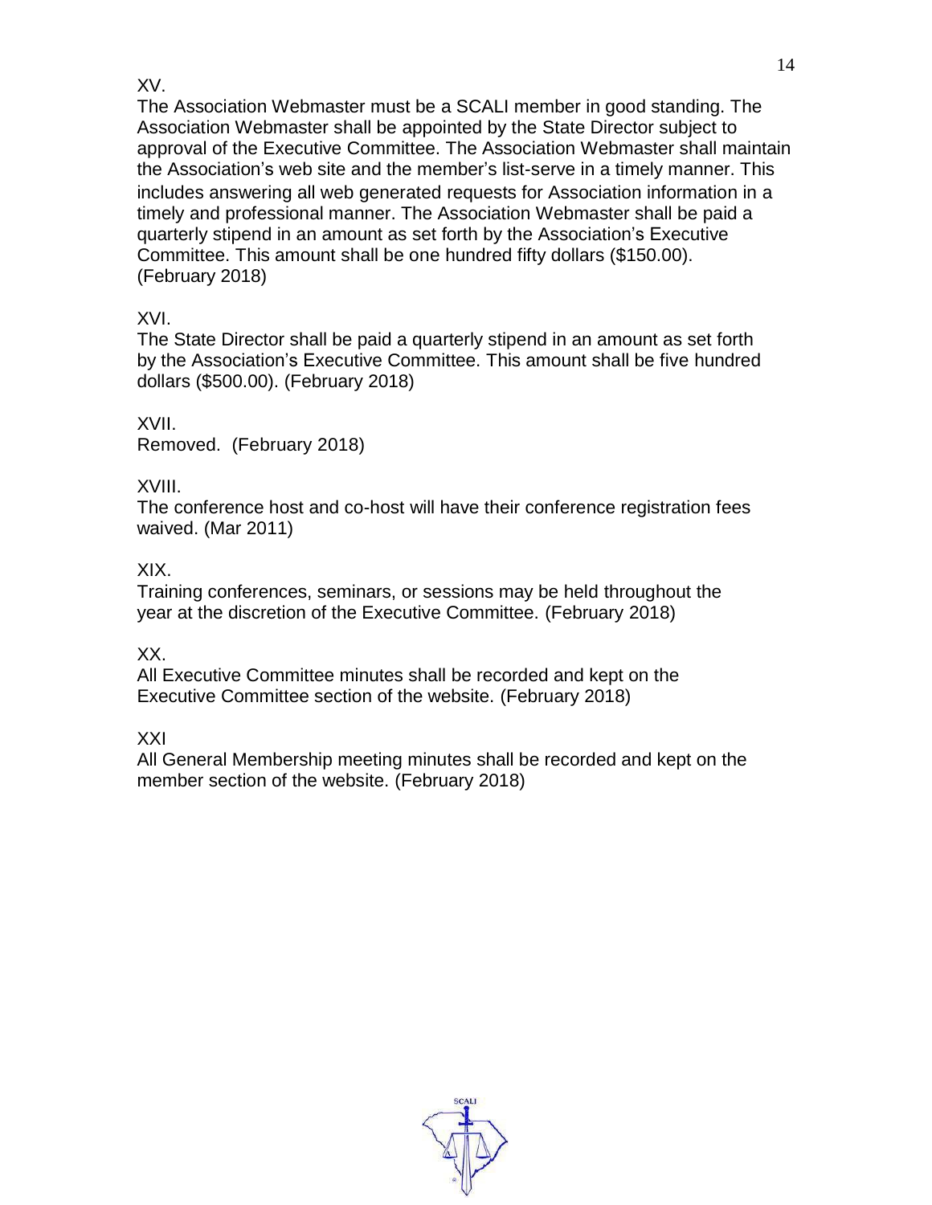XV.

The Association Webmaster must be a SCALI member in good standing. The Association Webmaster shall be appointed by the State Director subject to approval of the Executive Committee. The Association Webmaster shall maintain the Association's web site and the member's list-serve in a timely manner. This includes answering all web generated requests for Association information in a timely and professional manner. The Association Webmaster shall be paid a quarterly stipend in an amount as set forth by the Association's Executive Committee. This amount shall be one hundred fifty dollars ($150.00). (February 2018)

XVI.

The State Director shall be paid a quarterly stipend in an amount as set forth by the Association's Executive Committee. This amount shall be five hundred dollars ($500.00). (February 2018)

XVII.

Removed. (February 2018)

XVIII.

The conference host and co-host will have their conference registration fees waived. (Mar 2011)

XIX.

Training conferences, seminars, or sessions may be held throughout the year at the discretion of the Executive Committee. (February 2018)

XX.

All Executive Committee minutes shall be recorded and kept on the Executive Committee section of the website. (February 2018)

XXI

All General Membership meeting minutes shall be recorded and kept on the member section of the website. (February 2018)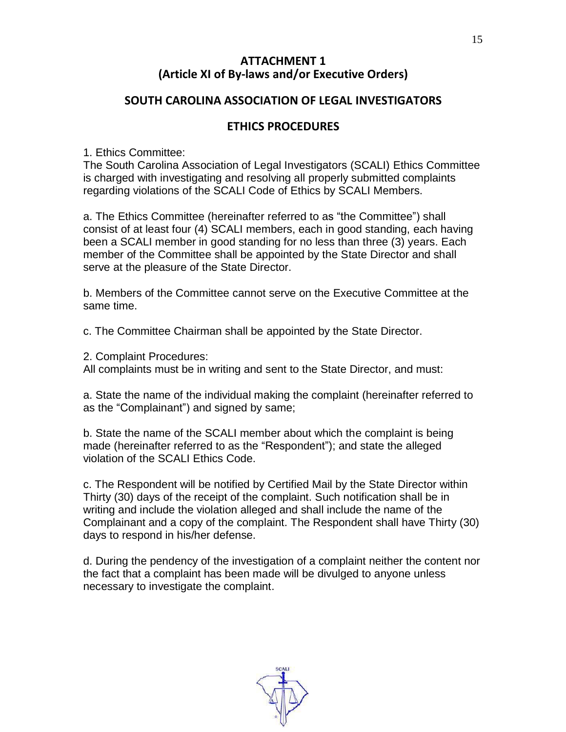## ATTACHMENT 1
## (Article XI of By-laws and/or Executive Orders)

## SOUTH CAROLINA ASSOCIATION OF LEGAL INVESTIGATORS

## ETHICS PROCEDURES

1. Ethics Committee:
The South Carolina Association of Legal Investigators (SCALI) Ethics Committee is charged with investigating and resolving all properly submitted complaints regarding violations of the SCALI Code of Ethics by SCALI Members.

a. The Ethics Committee (hereinafter referred to as "the Committee") shall consist of at least four (4) SCALI members, each in good standing, each having been a SCALI member in good standing for no less than three (3) years. Each member of the Committee shall be appointed by the State Director and shall serve at the pleasure of the State Director.

b. Members of the Committee cannot serve on the Executive Committee at the same time.

c. The Committee Chairman shall be appointed by the State Director.

2. Complaint Procedures:
All complaints must be in writing and sent to the State Director, and must:

a. State the name of the individual making the complaint (hereinafter referred to as the "Complainant") and signed by same;

b. State the name of the SCALI member about which the complaint is being made (hereinafter referred to as the "Respondent"); and state the alleged violation of the SCALI Ethics Code.

c. The Respondent will be notified by Certified Mail by the State Director within Thirty (30) days of the receipt of the complaint. Such notification shall be in writing and include the violation alleged and shall include the name of the Complainant and a copy of the complaint. The Respondent shall have Thirty (30) days to respond in his/her defense.

d. During the pendency of the investigation of a complaint neither the content nor the fact that a complaint has been made will be divulged to anyone unless necessary to investigate the complaint.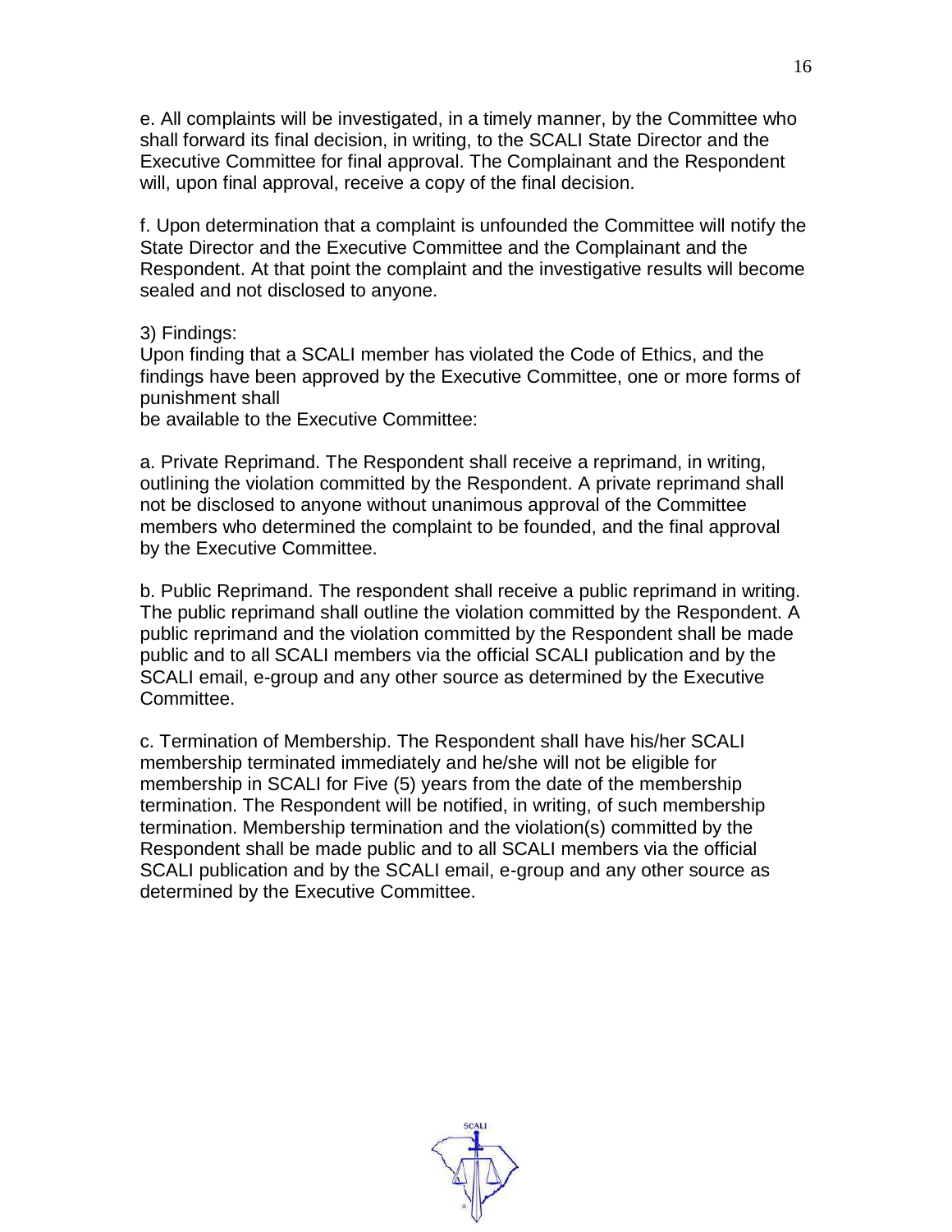e. All complaints will be investigated, in a timely manner, by the Committee who shall forward its final decision, in writing, to the SCALI State Director and the Executive Committee for final approval. The Complainant and the Respondent will, upon final approval, receive a copy of the final decision.

f. Upon determination that a complaint is unfounded the Committee will notify the State Director and the Executive Committee and the Complainant and the Respondent. At that point the complaint and the investigative results will become sealed and not disclosed to anyone.

3) Findings:
Upon finding that a SCALI member has violated the Code of Ethics, and the findings have been approved by the Executive Committee, one or more forms of punishment shall
be available to the Executive Committee:

a. Private Reprimand. The Respondent shall receive a reprimand, in writing, outlining the violation committed by the Respondent. A private reprimand shall not be disclosed to anyone without unanimous approval of the Committee members who determined the complaint to be founded, and the final approval by the Executive Committee.

b. Public Reprimand. The respondent shall receive a public reprimand in writing. The public reprimand shall outline the violation committed by the Respondent. A public reprimand and the violation committed by the Respondent shall be made public and to all SCALI members via the official SCALI publication and by the SCALI email, e-group and any other source as determined by the Executive Committee.

c. Termination of Membership. The Respondent shall have his/her SCALI membership terminated immediately and he/she will not be eligible for membership in SCALI for Five (5) years from the date of the membership termination. The Respondent will be notified, in writing, of such membership termination. Membership termination and the violation(s) committed by the Respondent shall be made public and to all SCALI members via the official SCALI publication and by the SCALI email, e-group and any other source as determined by the Executive Committee.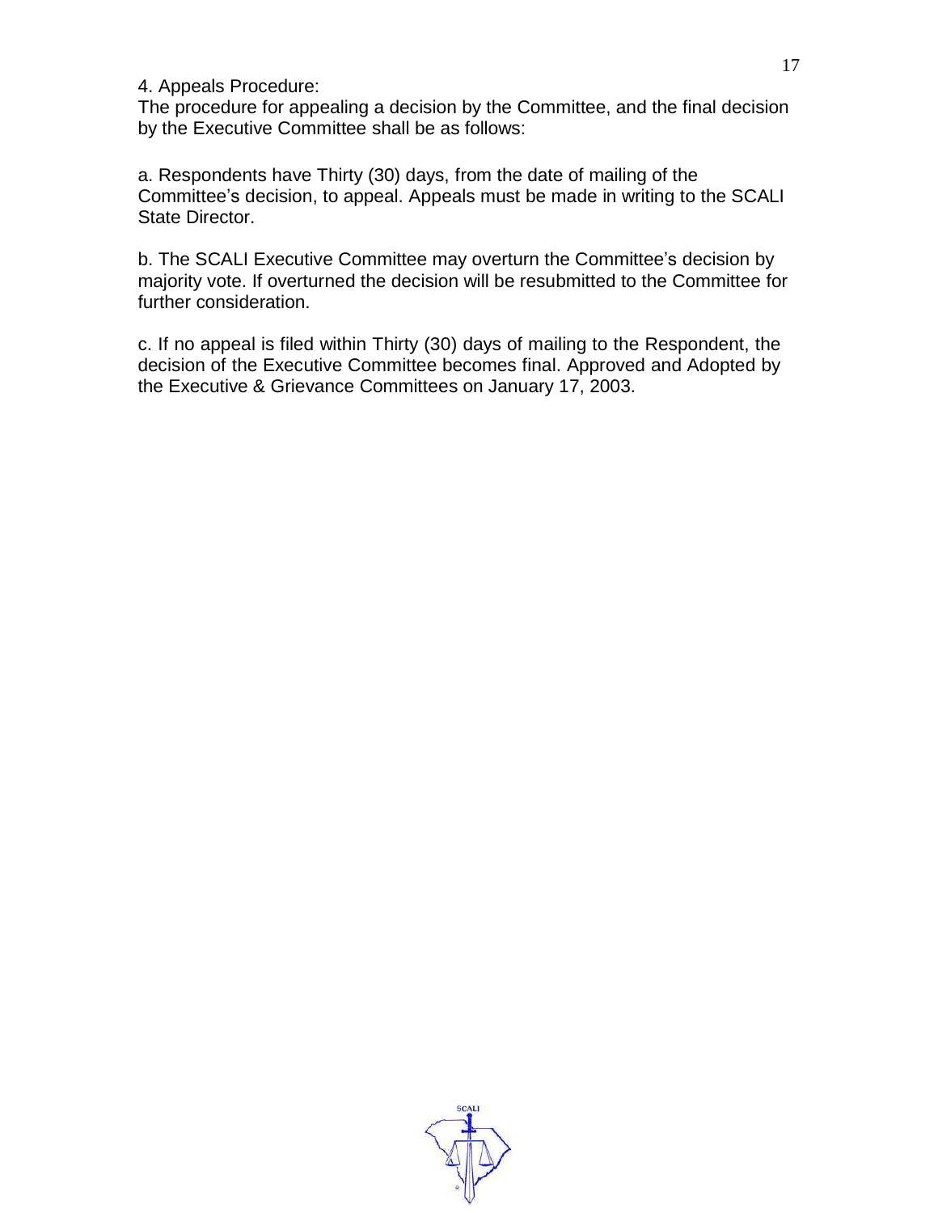4. Appeals Procedure:
The procedure for appealing a decision by the Committee, and the final decision by the Executive Committee shall be as follows:

a. Respondents have Thirty (30) days, from the date of mailing of the Committee's decision, to appeal. Appeals must be made in writing to the SCALI State Director.

b. The SCALI Executive Committee may overturn the Committee's decision by majority vote. If overturned the decision will be resubmitted to the Committee for further consideration.

c. If no appeal is filed within Thirty (30) days of mailing to the Respondent, the decision of the Executive Committee becomes final. Approved and Adopted by the Executive & Grievance Committees on January 17, 2003.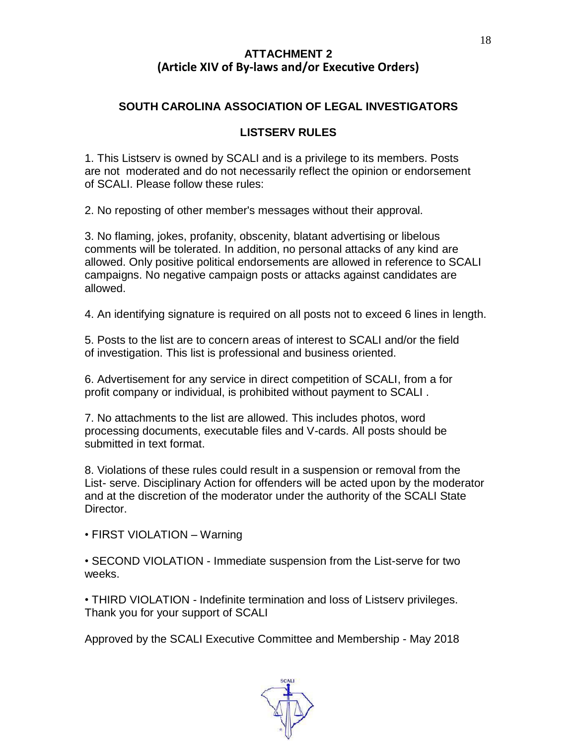## ATTACHMENT 2
## (Article XIV of By-laws and/or Executive Orders)

### SOUTH CAROLINA ASSOCIATION OF LEGAL INVESTIGATORS

### LISTSERV RULES

1. This Listserv is owned by SCALI and is a privilege to its members. Posts are not moderated and do not necessarily reflect the opinion or endorsement of SCALI. Please follow these rules:

2. No reposting of other member's messages without their approval.

3. No flaming, jokes, profanity, obscenity, blatant advertising or libelous comments will be tolerated. In addition, no personal attacks of any kind are allowed. Only positive political endorsements are allowed in reference to SCALI campaigns. No negative campaign posts or attacks against candidates are allowed.

4. An identifying signature is required on all posts not to exceed 6 lines in length.

5. Posts to the list are to concern areas of interest to SCALI and/or the field of investigation. This list is professional and business oriented.

6. Advertisement for any service in direct competition of SCALI, from a for profit company or individual, is prohibited without payment to SCALI .

7. No attachments to the list are allowed. This includes photos, word processing documents, executable files and V-cards. All posts should be submitted in text format.

8. Violations of these rules could result in a suspension or removal from the List- serve. Disciplinary Action for offenders will be acted upon by the moderator and at the discretion of the moderator under the authority of the SCALI State Director.

• FIRST VIOLATION – Warning

• SECOND VIOLATION - Immediate suspension from the List-serve for two weeks.

• THIRD VIOLATION - Indefinite termination and loss of Listserv privileges. Thank you for your support of SCALI

Approved by the SCALI Executive Committee and Membership - May 2018